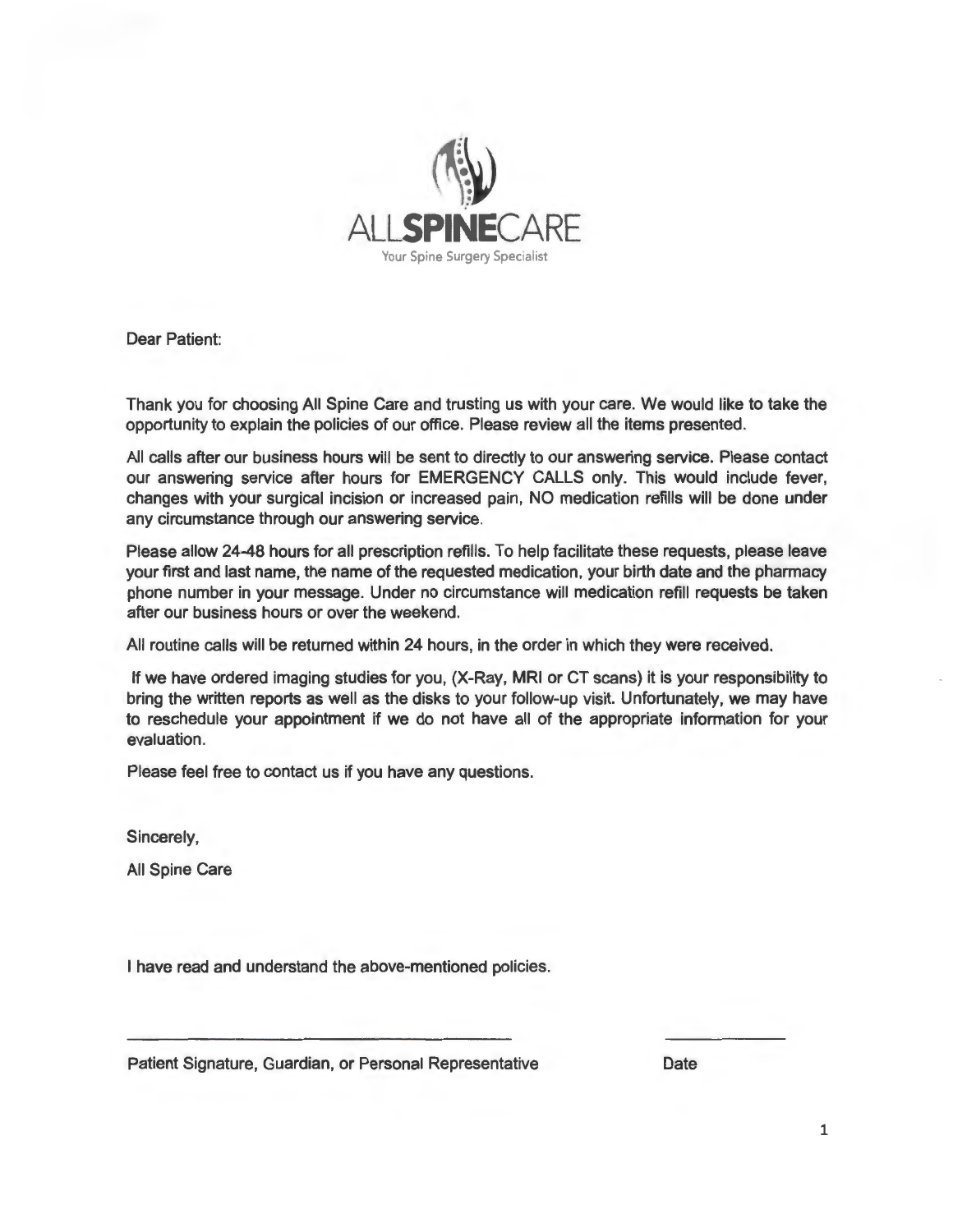# ALLSPINECARE

Your Spine Surgery Specialist

Dear Patient:

Thank you for choosing All Spine Care and trusting us with your care. We would like to take the opportunity to explain the policies of our office. Please review all the items presented.

All calls after our business hours will be sent to directly to our answering service. Please contact our answering service after hours for EMERGENCY CALLS only. This would include fever, changes with your surgical incision or increased pain, NO medication refills will be done under any circumstance through our answering service.

Please allow 24-48 hours for all prescription refills. To help facilitate these requests, please leave your first and last name, the name of the requested medication, your birth date and the pharmacy phone number in your message. Under no circumstance will medication refill requests be taken after our business hours or over the weekend.

All routine calls will be returned within 24 hours, in the order in which they were received.

If we have ordered imaging studies for you, (X-Ray, MRI or CT scans) it is your responsibility to bring the written reports as well as the disks to your follow-up visit. Unfortunately, we may have to reschedule your appointment if we do not have all of the appropriate information for your evaluation.

Please feel free to contact us if you have any questions.

Sincerely,

All Spine Care

I have read and understand the above-mentioned policies.

\_\_\_\_\_\_\_\_\_\_\_\_\_\_\_\_\_\_\_\_\_\_\_\_\_\_\_\_\_\_\_\_\_\_\_\_\_\_\_\_ \_\_\_\_\_\_\_\_\_\_\_\_

Patient Signature, Guardian, or Personal Representative Date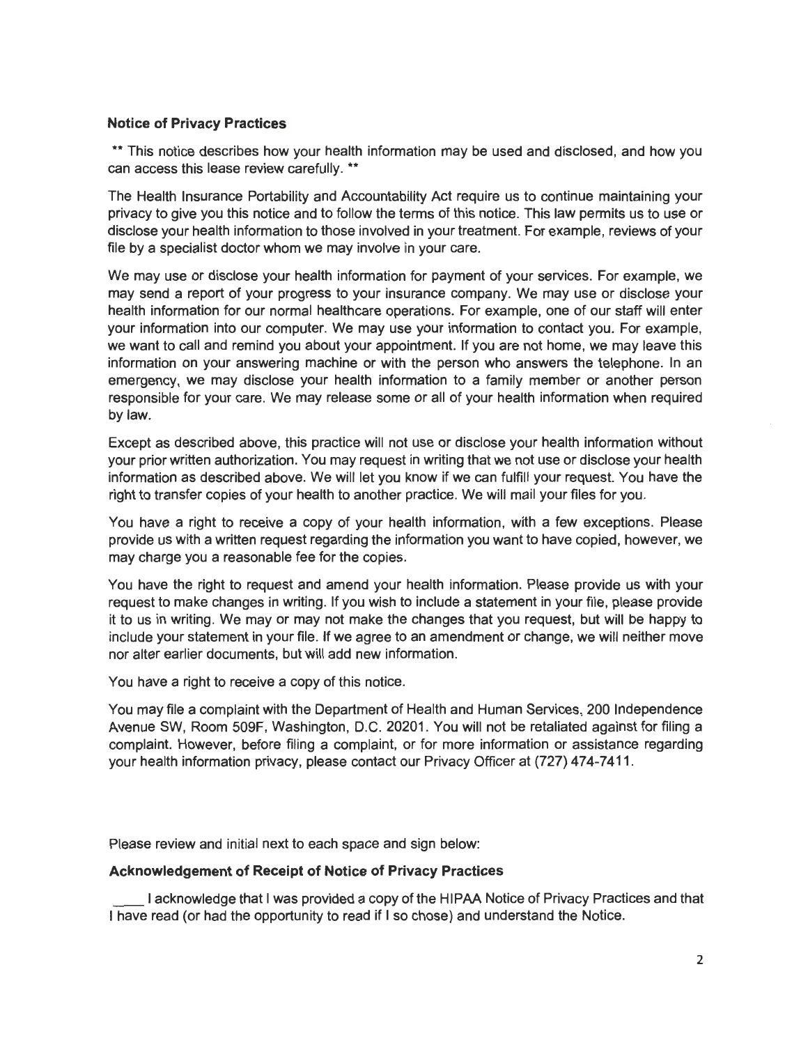**Notice of Privacy Practices**

** This notice describes how your health information may be used and disclosed, and how you can access this lease review carefully. **

The Health Insurance Portability and Accountability Act require us to continue maintaining your privacy to give you this notice and to follow the terms of this notice. This law permits us to use or disclose your health information to those involved in your treatment. For example, reviews of your file by a specialist doctor whom we may involve in your care.

We may use or disclose your health information for payment of your services. For example, we may send a report of your progress to your insurance company. We may use or disclose your health information for our normal healthcare operations. For example, one of our staff will enter your information into our computer. We may use your information to contact you. For example, we want to call and remind you about your appointment. If you are not home, we may leave this information on your answering machine or with the person who answers the telephone. In an emergency, we may disclose your health information to a family member or another person responsible for your care. We may release some or all of your health information when required by law.

Except as described above, this practice will not use or disclose your health information without your prior written authorization. You may request in writing that we not use or disclose your health information as described above. We will let you know if we can fulfill your request. You have the right to transfer copies of your health to another practice. We will mail your files for you.

You have a right to receive a copy of your health information, with a few exceptions. Please provide us with a written request regarding the information you want to have copied, however, we may charge you a reasonable fee for the copies.

You have the right to request and amend your health information. Please provide us with your request to make changes in writing. If you wish to include a statement in your file, please provide it to us in writing. We may or may not make the changes that you request, but will be happy to include your statement in your file. If we agree to an amendment or change, we will neither move nor alter earlier documents, but will add new information.

You have a right to receive a copy of this notice.

You may file a complaint with the Department of Health and Human Services, 200 Independence Avenue SW, Room 509F, Washington, D.C. 20201. You will not be retaliated against for filing a complaint. However, before filing a complaint, or for more information or assistance regarding your health information privacy, please contact our Privacy Officer at (727) 474-7411.

Please review and initial next to each space and sign below:

**Acknowledgement of Receipt of Notice of Privacy Practices**

____ I acknowledge that I was provided a copy of the HIPAA Notice of Privacy Practices and that I have read (or had the opportunity to read if I so chose) and understand the Notice.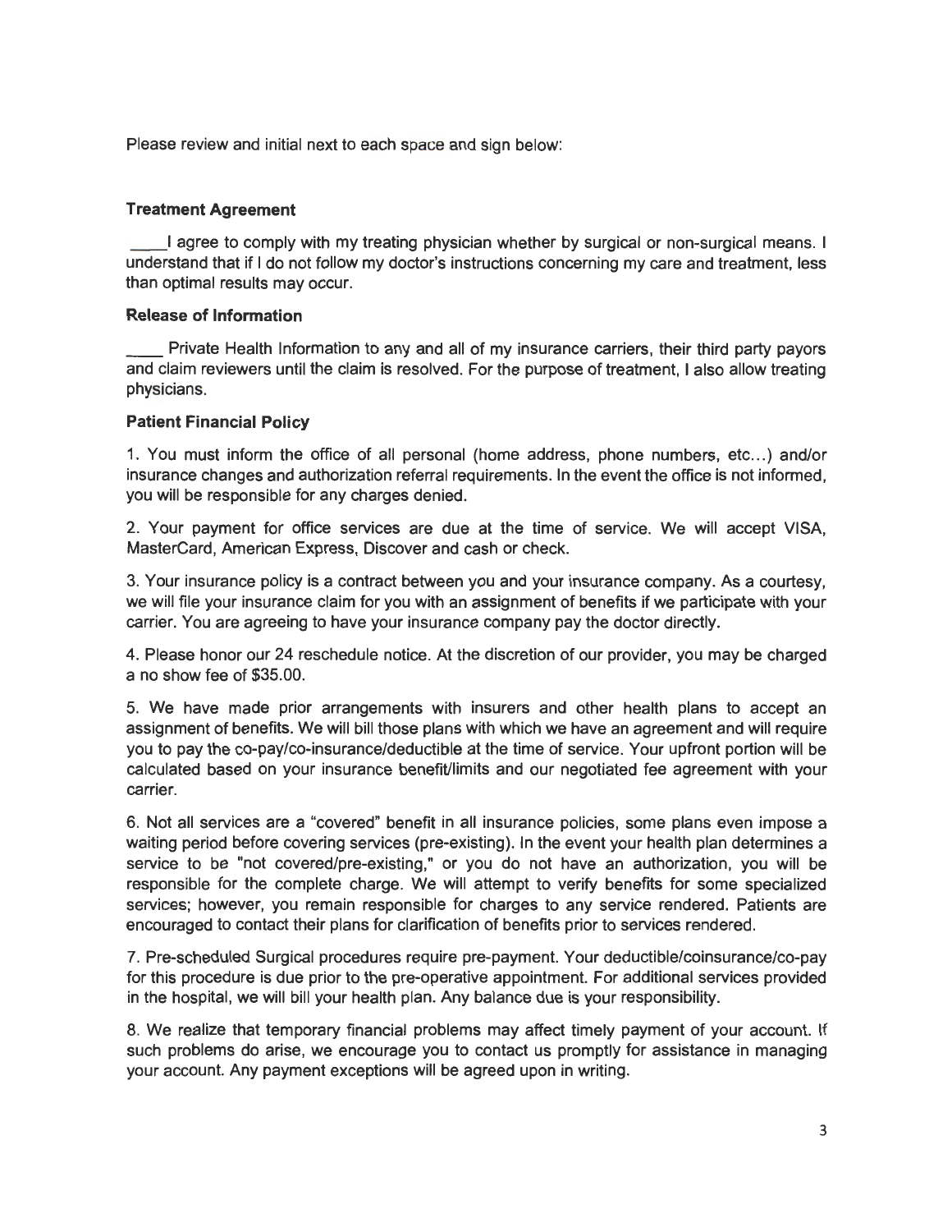Please review and initial next to each space and sign below:

**Treatment Agreement**

____I agree to comply with my treating physician whether by surgical or non-surgical means. I understand that if I do not follow my doctor's instructions concerning my care and treatment, less than optimal results may occur.

**Release of Information**

____ Private Health Information to any and all of my insurance carriers, their third party payors and claim reviewers until the claim is resolved. For the purpose of treatment, I also allow treating physicians.

**Patient Financial Policy**

1. You must inform the office of all personal (home address, phone numbers, etc...) and/or insurance changes and authorization referral requirements. In the event the office is not informed, you will be responsible for any charges denied.

2. Your payment for office services are due at the time of service. We will accept VISA, MasterCard, American Express, Discover and cash or check.

3. Your insurance policy is a contract between you and your insurance company. As a courtesy, we will file your insurance claim for you with an assignment of benefits if we participate with your carrier. You are agreeing to have your insurance company pay the doctor directly.

4. Please honor our 24 reschedule notice. At the discretion of our provider, you may be charged a no show fee of $35.00.

5. We have made prior arrangements with insurers and other health plans to accept an assignment of benefits. We will bill those plans with which we have an agreement and will require you to pay the co-pay/co-insurance/deductible at the time of service. Your upfront portion will be calculated based on your insurance benefit/limits and our negotiated fee agreement with your carrier.

6. Not all services are a "covered" benefit in all insurance policies, some plans even impose a waiting period before covering services (pre-existing). In the event your health plan determines a service to be "not covered/pre-existing," or you do not have an authorization, you will be responsible for the complete charge. We will attempt to verify benefits for some specialized services; however, you remain responsible for charges to any service rendered. Patients are encouraged to contact their plans for clarification of benefits prior to services rendered.

7. Pre-scheduled Surgical procedures require pre-payment. Your deductible/coinsurance/co-pay for this procedure is due prior to the pre-operative appointment. For additional services provided in the hospital, we will bill your health plan. Any balance due is your responsibility.

8. We realize that temporary financial problems may affect timely payment of your account. If such problems do arise, we encourage you to contact us promptly for assistance in managing your account. Any payment exceptions will be agreed upon in writing.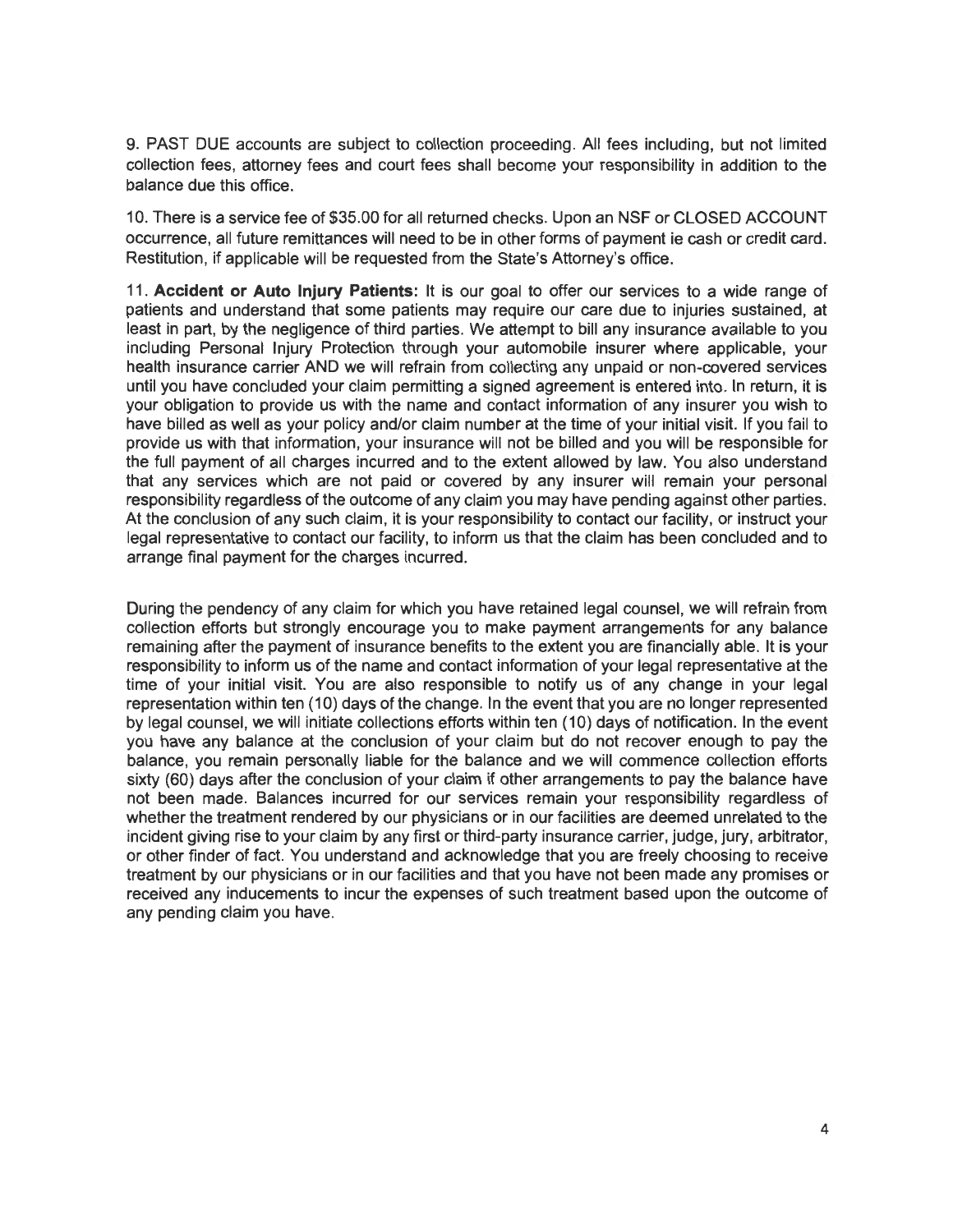9. PAST DUE accounts are subject to collection proceeding. All fees including, but not limited collection fees, attorney fees and court fees shall become your responsibility in addition to the balance due this office.

10. There is a service fee of $35.00 for all returned checks. Upon an NSF or CLOSED ACCOUNT occurrence, all future remittances will need to be in other forms of payment ie cash or credit card. Restitution, if applicable will be requested from the State's Attorney's office.

11. **Accident or Auto Injury Patients:** It is our goal to offer our services to a wide range of patients and understand that some patients may require our care due to injuries sustained, at least in part, by the negligence of third parties. We attempt to bill any insurance available to you including Personal Injury Protection through your automobile insurer where applicable, your health insurance carrier AND we will refrain from collecting any unpaid or non-covered services until you have concluded your claim permitting a signed agreement is entered into. In return, it is your obligation to provide us with the name and contact information of any insurer you wish to have billed as well as your policy and/or claim number at the time of your initial visit. If you fail to provide us with that information, your insurance will not be billed and you will be responsible for the full payment of all charges incurred and to the extent allowed by law. You also understand that any services which are not paid or covered by any insurer will remain your personal responsibility regardless of the outcome of any claim you may have pending against other parties. At the conclusion of any such claim, it is your responsibility to contact our facility, or instruct your legal representative to contact our facility, to inform us that the claim has been concluded and to arrange final payment for the charges incurred.

During the pendency of any claim for which you have retained legal counsel, we will refrain from collection efforts but strongly encourage you to make payment arrangements for any balance remaining after the payment of insurance benefits to the extent you are financially able. It is your responsibility to inform us of the name and contact information of your legal representative at the time of your initial visit. You are also responsible to notify us of any change in your legal representation within ten (10) days of the change. In the event that you are no longer represented by legal counsel, we will initiate collections efforts within ten (10) days of notification. In the event you have any balance at the conclusion of your claim but do not recover enough to pay the balance, you remain personally liable for the balance and we will commence collection efforts sixty (60) days after the conclusion of your claim if other arrangements to pay the balance have not been made. Balances incurred for our services remain your responsibility regardless of whether the treatment rendered by our physicians or in our facilities are deemed unrelated to the incident giving rise to your claim by any first or third-party insurance carrier, judge, jury, arbitrator, or other finder of fact. You understand and acknowledge that you are freely choosing to receive treatment by our physicians or in our facilities and that you have not been made any promises or received any inducements to incur the expenses of such treatment based upon the outcome of any pending claim you have.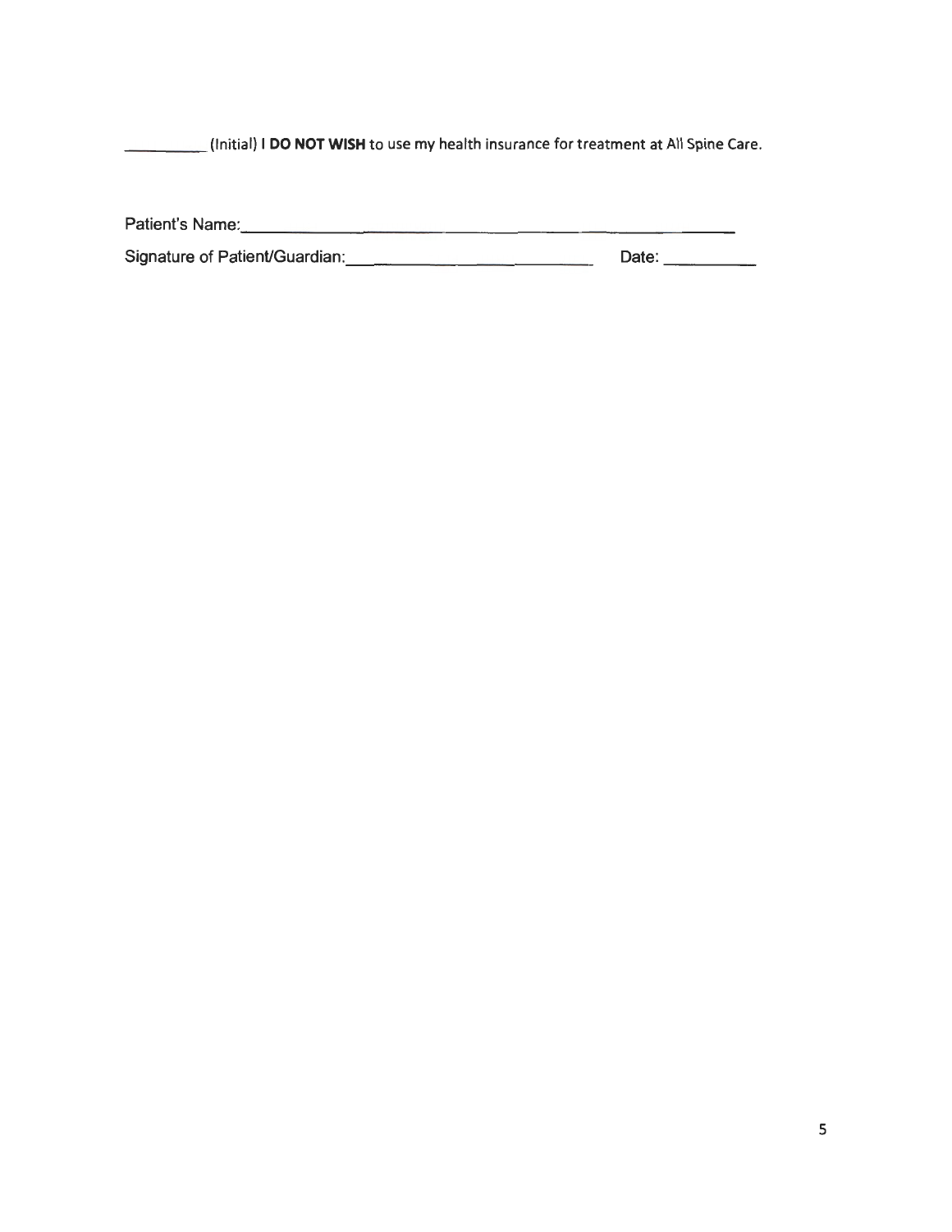__________ (Initial) I **DO NOT WISH** to use my health insurance for treatment at All Spine Care.

Patient's Name:______________________________________________

Signature of Patient/Guardian:____________________________ Date: __________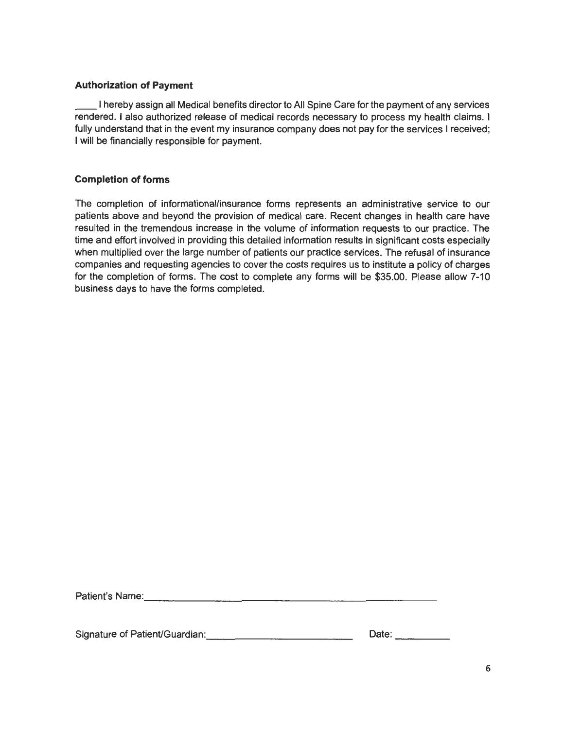**Authorization of Payment**

____ I hereby assign all Medical benefits director to All Spine Care for the payment of any services rendered. I also authorized release of medical records necessary to process my health claims. I fully understand that in the event my insurance company does not pay for the services I received; I will be financially responsible for payment.

**Completion of forms**

The completion of informational/insurance forms represents an administrative service to our patients above and beyond the provision of medical care. Recent changes in health care have resulted in the tremendous increase in the volume of information requests to our practice. The time and effort involved in providing this detailed information results in significant costs especially when multiplied over the large number of patients our practice services. The refusal of insurance companies and requesting agencies to cover the costs requires us to institute a policy of charges for the completion of forms. The cost to complete any forms will be $35.00. Please allow 7-10 business days to have the forms completed.

Patient's Name:______________________________________________

Signature of Patient/Guardian:__________________________ Date: __________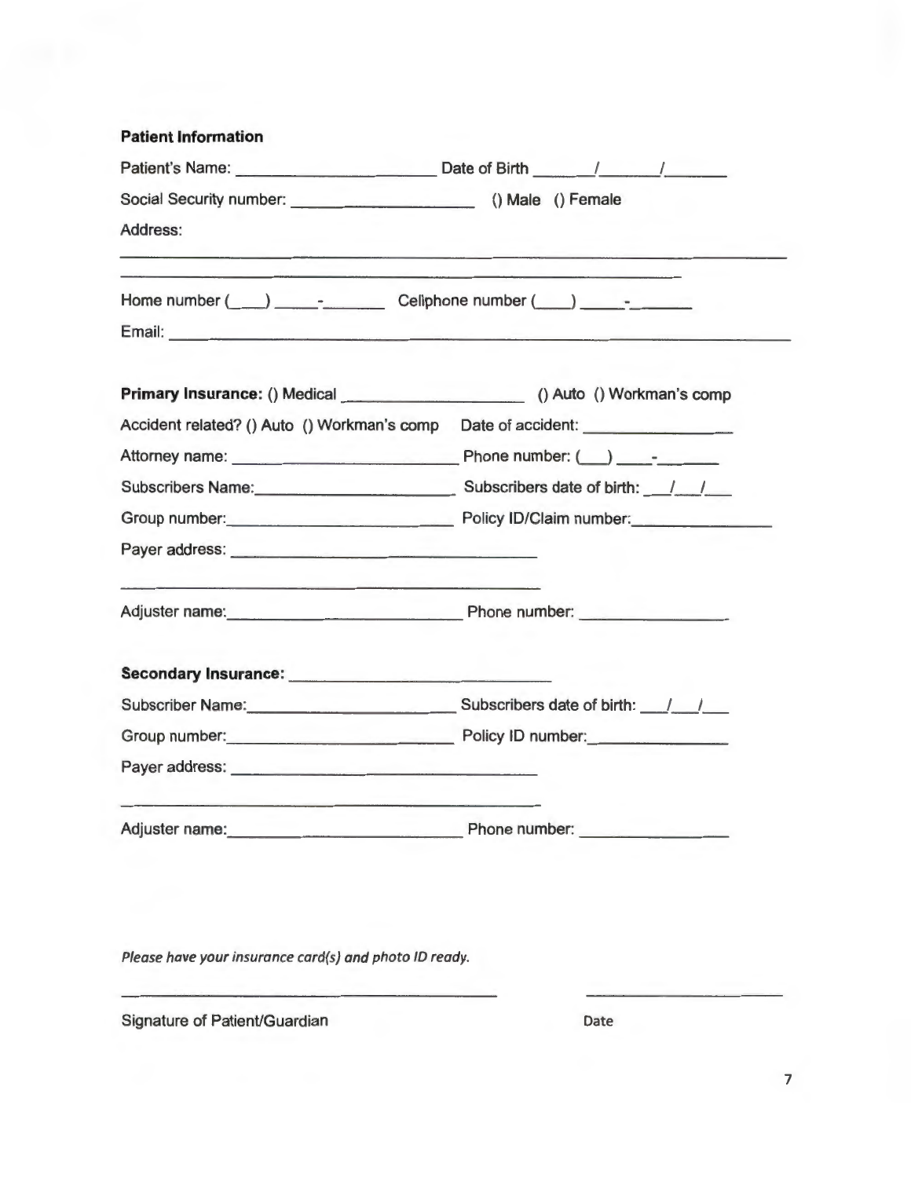**Patient Information**

Patient's Name: ______________________ Date of Birth ______/______/______

Social Security number: ____________________ () Male () Female

Address:

______________________________________________________________________

____________________________________________________________

Home number (___) _____-_______ Cellphone number (___) _____-______

Email: ______________________________________________________________

**Primary Insurance:** () Medical ____________________ () Auto () Workman's comp

Accident related? () Auto () Workman's comp Date of accident: _______________

Attorney name: ________________________ Phone number: (___) ____-_______

Subscribers Name:______________________ Subscribers date of birth: ___/___/___

Group number:_________________________ Policy ID/Claim number:______________

Payer address: ________________________________

________________________________

Adjuster name:_________________________ Phone number: _______________

**Secondary Insurance:** ____________________________

Subscriber Name:______________________ Subscribers date of birth: ___/___/___

Group number:_________________________ Policy ID number:_______________

Payer address: ________________________________

________________________________

Adjuster name:_________________________ Phone number: _______________

*Please have your insurance card(s) and photo ID ready.*

________________________________ ____________________

Signature of Patient/Guardian Date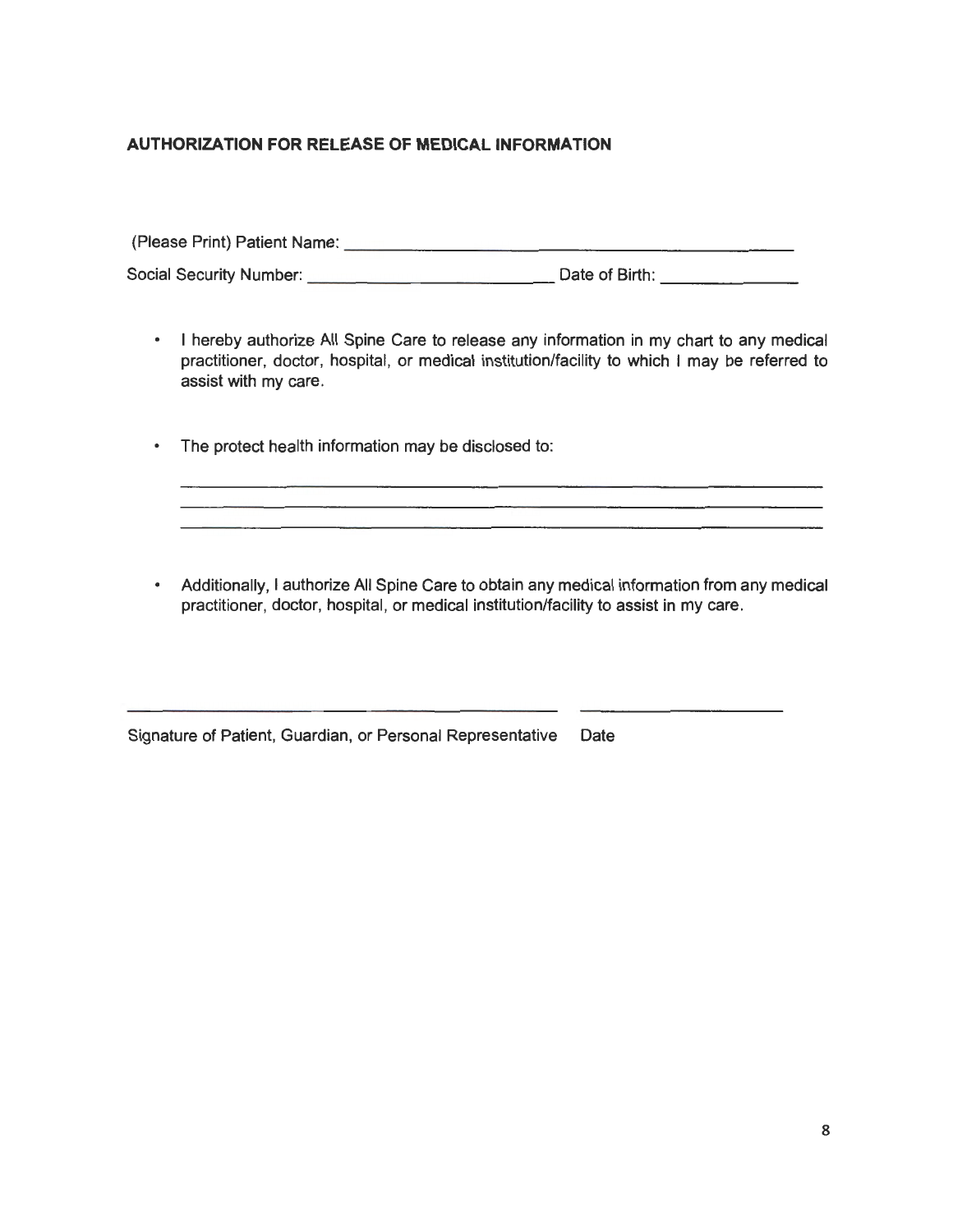**AUTHORIZATION FOR RELEASE OF MEDICAL INFORMATION**

(Please Print) Patient Name: ______________________________________________

Social Security Number: ___________________________ Date of Birth: _______________

- I hereby authorize All Spine Care to release any information in my chart to any medical practitioner, doctor, hospital, or medical institution/facility to which I may be referred to assist with my care.

- The protect health information may be disclosed to:

  ______________________________________________________________________

  ______________________________________________________________________

  ______________________________________________________________________

- Additionally, I authorize All Spine Care to obtain any medical information from any medical practitioner, doctor, hospital, or medical institution/facility to assist in my care.

_____________________________________________ ______________________

Signature of Patient, Guardian, or Personal Representative Date